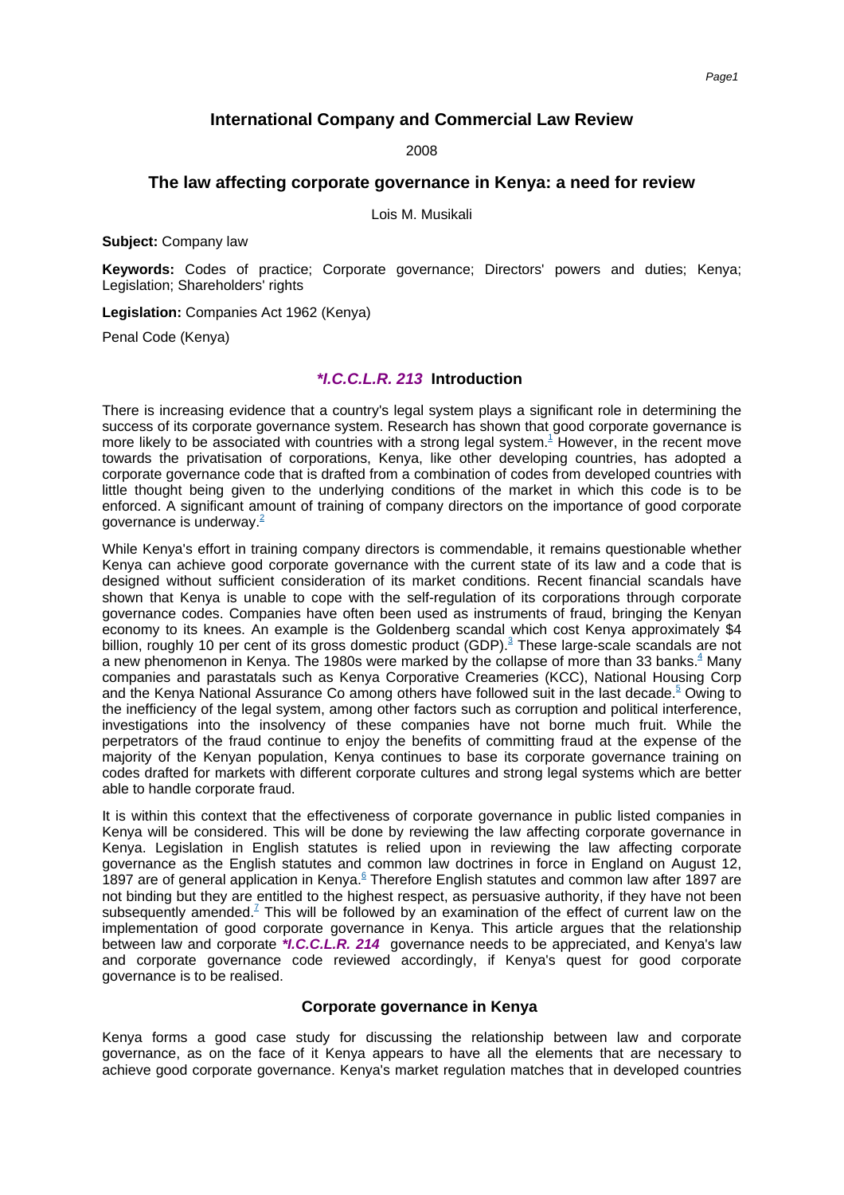# International Company and Commercial Law Review

2008

## The law affecting corporate governance in Kenya: a need for review

Lois M. Musikali

**Subject:** Company law

**Keywords:** Codes of practice; Corporate governance; Directors' powers and duties; Kenya; Legislation; Shareholders' rights

**Legislation:** Companies Act 1962 (Kenya)

Penal Code (Kenya)

### *I.C.C.L.R. 213 Introduction

There is increasing evidence that a country's legal system plays a significant role in determining the success of its corporate governance system. Research has shown that good corporate governance is more likely to be associated with countries with a strong legal system.[1] However, in the recent move towards the privatisation of corporations, Kenya, like other developing countries, has adopted a corporate governance code that is drafted from a combination of codes from developed countries with little thought being given to the underlying conditions of the market in which this code is to be enforced. A significant amount of training of company directors on the importance of good corporate governance is underway.[2]

While Kenya's effort in training company directors is commendable, it remains questionable whether Kenya can achieve good corporate governance with the current state of its law and a code that is designed without sufficient consideration of its market conditions. Recent financial scandals have shown that Kenya is unable to cope with the self-regulation of its corporations through corporate governance codes. Companies have often been used as instruments of fraud, bringing the Kenyan economy to its knees. An example is the Goldenberg scandal which cost Kenya approximately $4 billion, roughly 10 per cent of its gross domestic product (GDP).[3] These large-scale scandals are not a new phenomenon in Kenya. The 1980s were marked by the collapse of more than 33 banks.[4] Many companies and parastatals such as Kenya Corporative Creameries (KCC), National Housing Corp and the Kenya National Assurance Co among others have followed suit in the last decade.[5] Owing to the inefficiency of the legal system, among other factors such as corruption and political interference, investigations into the insolvency of these companies have not borne much fruit. While the perpetrators of the fraud continue to enjoy the benefits of committing fraud at the expense of the majority of the Kenyan population, Kenya continues to base its corporate governance training on codes drafted for markets with different corporate cultures and strong legal systems which are better able to handle corporate fraud.

It is within this context that the effectiveness of corporate governance in public listed companies in Kenya will be considered. This will be done by reviewing the law affecting corporate governance in Kenya. Legislation in English statutes is relied upon in reviewing the law affecting corporate governance as the English statutes and common law doctrines in force in England on August 12, 1897 are of general application in Kenya.[6] Therefore English statutes and common law after 1897 are not binding but they are entitled to the highest respect, as persuasive authority, if they have not been subsequently amended.[7] This will be followed by an examination of the effect of current law on the implementation of good corporate governance in Kenya. This article argues that the relationship between law and corporate *I.C.C.L.R. 214 governance needs to be appreciated, and Kenya's law and corporate governance code reviewed accordingly, if Kenya's quest for good corporate governance is to be realised.

### Corporate governance in Kenya

Kenya forms a good case study for discussing the relationship between law and corporate governance, as on the face of it Kenya appears to have all the elements that are necessary to achieve good corporate governance. Kenya's market regulation matches that in developed countries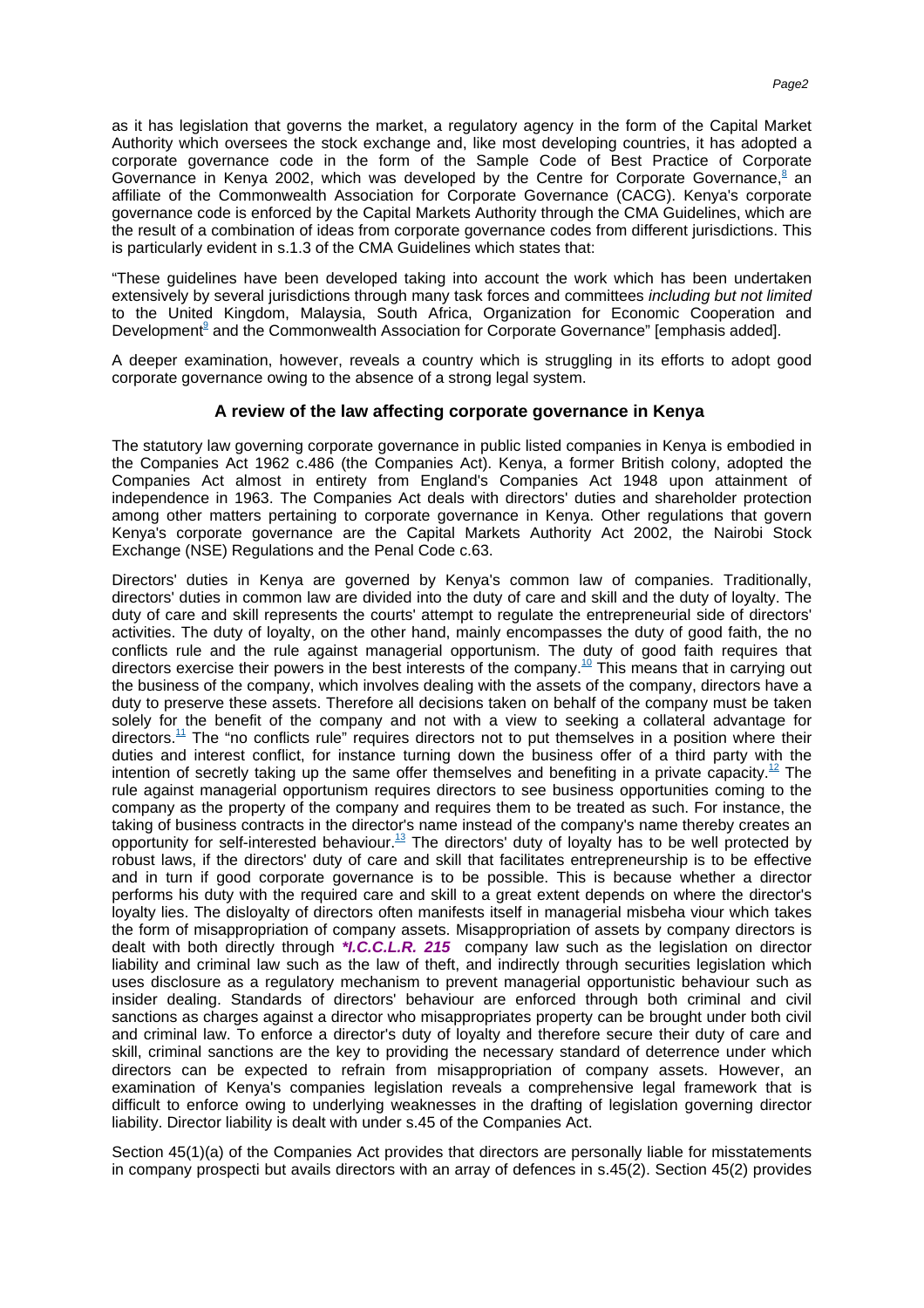as it has legislation that governs the market, a regulatory agency in the form of the Capital Market Authority which oversees the stock exchange and, like most developing countries, it has adopted a corporate governance code in the form of the Sample Code of Best Practice of Corporate Governance in Kenya 2002, which was developed by the Centre for Corporate Governance,[8] an affiliate of the Commonwealth Association for Corporate Governance (CACG). Kenya's corporate governance code is enforced by the Capital Markets Authority through the CMA Guidelines, which are the result of a combination of ideas from corporate governance codes from different jurisdictions. This is particularly evident in s.1.3 of the CMA Guidelines which states that:

"These guidelines have been developed taking into account the work which has been undertaken extensively by several jurisdictions through many task forces and committees *including but not limited* to the United Kingdom, Malaysia, South Africa, Organization for Economic Cooperation and Development[9] and the Commonwealth Association for Corporate Governance" [emphasis added].

A deeper examination, however, reveals a country which is struggling in its efforts to adopt good corporate governance owing to the absence of a strong legal system.

## A review of the law affecting corporate governance in Kenya

The statutory law governing corporate governance in public listed companies in Kenya is embodied in the Companies Act 1962 c.486 (the Companies Act). Kenya, a former British colony, adopted the Companies Act almost in entirety from England's Companies Act 1948 upon attainment of independence in 1963. The Companies Act deals with directors' duties and shareholder protection among other matters pertaining to corporate governance in Kenya. Other regulations that govern Kenya's corporate governance are the Capital Markets Authority Act 2002, the Nairobi Stock Exchange (NSE) Regulations and the Penal Code c.63.

Directors' duties in Kenya are governed by Kenya's common law of companies. Traditionally, directors' duties in common law are divided into the duty of care and skill and the duty of loyalty. The duty of care and skill represents the courts' attempt to regulate the entrepreneurial side of directors' activities. The duty of loyalty, on the other hand, mainly encompasses the duty of good faith, the no conflicts rule and the rule against managerial opportunism. The duty of good faith requires that directors exercise their powers in the best interests of the company.[10] This means that in carrying out the business of the company, which involves dealing with the assets of the company, directors have a duty to preserve these assets. Therefore all decisions taken on behalf of the company must be taken solely for the benefit of the company and not with a view to seeking a collateral advantage for directors.[11] The "no conflicts rule" requires directors not to put themselves in a position where their duties and interest conflict, for instance turning down the business offer of a third party with the intention of secretly taking up the same offer themselves and benefiting in a private capacity.[12] The rule against managerial opportunism requires directors to see business opportunities coming to the company as the property of the company and requires them to be treated as such. For instance, the taking of business contracts in the director's name instead of the company's name thereby creates an opportunity for self-interested behaviour.[13] The directors' duty of loyalty has to be well protected by robust laws, if the directors' duty of care and skill that facilitates entrepreneurship is to be effective and in turn if good corporate governance is to be possible. This is because whether a director performs his duty with the required care and skill to a great extent depends on where the director's loyalty lies. The disloyalty of directors often manifests itself in managerial misbeha viour which takes the form of misappropriation of company assets. Misappropriation of assets by company directors is dealt with both directly through ***I.C.C.L.R. 215*** company law such as the legislation on director liability and criminal law such as the law of theft, and indirectly through securities legislation which uses disclosure as a regulatory mechanism to prevent managerial opportunistic behaviour such as insider dealing. Standards of directors' behaviour are enforced through both criminal and civil sanctions as charges against a director who misappropriates property can be brought under both civil and criminal law. To enforce a director's duty of loyalty and therefore secure their duty of care and skill, criminal sanctions are the key to providing the necessary standard of deterrence under which directors can be expected to refrain from misappropriation of company assets. However, an examination of Kenya's companies legislation reveals a comprehensive legal framework that is difficult to enforce owing to underlying weaknesses in the drafting of legislation governing director liability. Director liability is dealt with under s.45 of the Companies Act.

Section 45(1)(a) of the Companies Act provides that directors are personally liable for misstatements in company prospecti but avails directors with an array of defences in s.45(2). Section 45(2) provides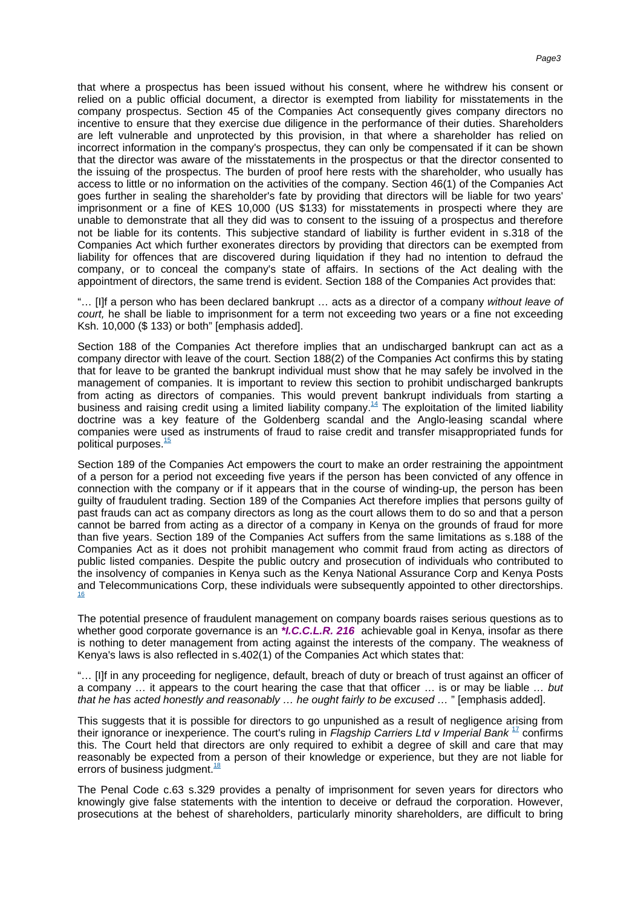that where a prospectus has been issued without his consent, where he withdrew his consent or relied on a public official document, a director is exempted from liability for misstatements in the company prospectus. Section 45 of the Companies Act consequently gives company directors no incentive to ensure that they exercise due diligence in the performance of their duties. Shareholders are left vulnerable and unprotected by this provision, in that where a shareholder has relied on incorrect information in the company's prospectus, they can only be compensated if it can be shown that the director was aware of the misstatements in the prospectus or that the director consented to the issuing of the prospectus. The burden of proof here rests with the shareholder, who usually has access to little or no information on the activities of the company. Section 46(1) of the Companies Act goes further in sealing the shareholder's fate by providing that directors will be liable for two years' imprisonment or a fine of KES 10,000 (US $133) for misstatements in prospecti where they are unable to demonstrate that all they did was to consent to the issuing of a prospectus and therefore not be liable for its contents. This subjective standard of liability is further evident in s.318 of the Companies Act which further exonerates directors by providing that directors can be exempted from liability for offences that are discovered during liquidation if they had no intention to defraud the company, or to conceal the company's state of affairs. In sections of the Act dealing with the appointment of directors, the same trend is evident. Section 188 of the Companies Act provides that:

"… [I]f a person who has been declared bankrupt … acts as a director of a company *without leave of court,* he shall be liable to imprisonment for a term not exceeding two years or a fine not exceeding Ksh. 10,000 ($ 133) or both" [emphasis added].

Section 188 of the Companies Act therefore implies that an undischarged bankrupt can act as a company director with leave of the court. Section 188(2) of the Companies Act confirms this by stating that for leave to be granted the bankrupt individual must show that he may safely be involved in the management of companies. It is important to review this section to prohibit undischarged bankrupts from acting as directors of companies. This would prevent bankrupt individuals from starting a business and raising credit using a limited liability company.[14] The exploitation of the limited liability doctrine was a key feature of the Goldenberg scandal and the Anglo-leasing scandal where companies were used as instruments of fraud to raise credit and transfer misappropriated funds for political purposes.[15]

Section 189 of the Companies Act empowers the court to make an order restraining the appointment of a person for a period not exceeding five years if the person has been convicted of any offence in connection with the company or if it appears that in the course of winding-up, the person has been guilty of fraudulent trading. Section 189 of the Companies Act therefore implies that persons guilty of past frauds can act as company directors as long as the court allows them to do so and that a person cannot be barred from acting as a director of a company in Kenya on the grounds of fraud for more than five years. Section 189 of the Companies Act suffers from the same limitations as s.188 of the Companies Act as it does not prohibit management who commit fraud from acting as directors of public listed companies. Despite the public outcry and prosecution of individuals who contributed to the insolvency of companies in Kenya such as the Kenya National Assurance Corp and Kenya Posts and Telecommunications Corp, these individuals were subsequently appointed to other directorships.[16]

The potential presence of fraudulent management on company boards raises serious questions as to whether good corporate governance is an ***I.C.C.L.R. 216** achievable goal in Kenya, insofar as there is nothing to deter management from acting against the interests of the company. The weakness of Kenya's laws is also reflected in s.402(1) of the Companies Act which states that:

"… [I]f in any proceeding for negligence, default, breach of duty or breach of trust against an officer of a company … it appears to the court hearing the case that that officer … is or may be liable … *but that he has acted honestly and reasonably … he ought fairly to be excused …* " [emphasis added].

This suggests that it is possible for directors to go unpunished as a result of negligence arising from their ignorance or inexperience. The court's ruling in *Flagship Carriers Ltd v Imperial Bank* [17] confirms this. The Court held that directors are only required to exhibit a degree of skill and care that may reasonably be expected from a person of their knowledge or experience, but they are not liable for errors of business judgment.[18]

The Penal Code c.63 s.329 provides a penalty of imprisonment for seven years for directors who knowingly give false statements with the intention to deceive or defraud the corporation. However, prosecutions at the behest of shareholders, particularly minority shareholders, are difficult to bring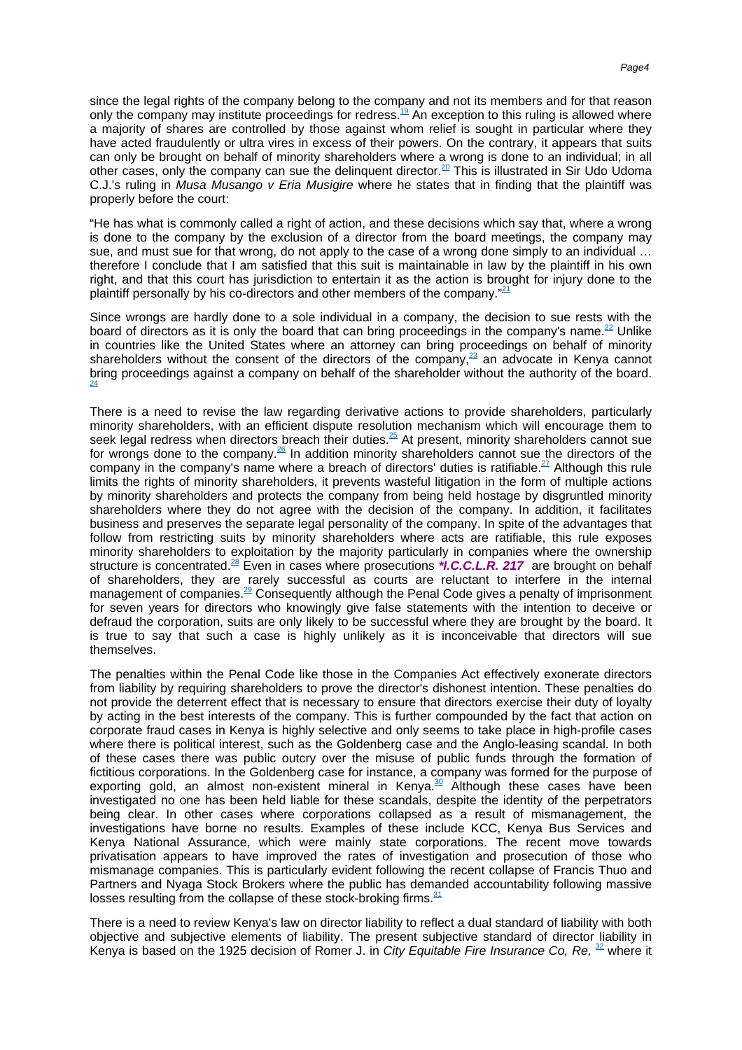since the legal rights of the company belong to the company and not its members and for that reason only the company may institute proceedings for redress.[19] An exception to this ruling is allowed where a majority of shares are controlled by those against whom relief is sought in particular where they have acted fraudulently or ultra vires in excess of their powers. On the contrary, it appears that suits can only be brought on behalf of minority shareholders where a wrong is done to an individual; in all other cases, only the company can sue the delinquent director.[20] This is illustrated in Sir Udo Udoma C.J.'s ruling in *Musa Musango v Eria Musigire* where he states that in finding that the plaintiff was properly before the court:

"He has what is commonly called a right of action, and these decisions which say that, where a wrong is done to the company by the exclusion of a director from the board meetings, the company may sue, and must sue for that wrong, do not apply to the case of a wrong done simply to an individual … therefore I conclude that I am satisfied that this suit is maintainable in law by the plaintiff in his own right, and that this court has jurisdiction to entertain it as the action is brought for injury done to the plaintiff personally by his co-directors and other members of the company."[21]

Since wrongs are hardly done to a sole individual in a company, the decision to sue rests with the board of directors as it is only the board that can bring proceedings in the company's name.[22] Unlike in countries like the United States where an attorney can bring proceedings on behalf of minority shareholders without the consent of the directors of the company,[23] an advocate in Kenya cannot bring proceedings against a company on behalf of the shareholder without the authority of the board.[24]

There is a need to revise the law regarding derivative actions to provide shareholders, particularly minority shareholders, with an efficient dispute resolution mechanism which will encourage them to seek legal redress when directors breach their duties.[25] At present, minority shareholders cannot sue for wrongs done to the company.[26] In addition minority shareholders cannot sue the directors of the company in the company's name where a breach of directors' duties is ratifiable.[27] Although this rule limits the rights of minority shareholders, it prevents wasteful litigation in the form of multiple actions by minority shareholders and protects the company from being held hostage by disgruntled minority shareholders where they do not agree with the decision of the company. In addition, it facilitates business and preserves the separate legal personality of the company. In spite of the advantages that follow from restricting suits by minority shareholders where acts are ratifiable, this rule exposes minority shareholders to exploitation by the majority particularly in companies where the ownership structure is concentrated.[28] Even in cases where prosecutions ***I.C.C.L.R. 217** are brought on behalf of shareholders, they are rarely successful as courts are reluctant to interfere in the internal management of companies.[29] Consequently although the Penal Code gives a penalty of imprisonment for seven years for directors who knowingly give false statements with the intention to deceive or defraud the corporation, suits are only likely to be successful where they are brought by the board. It is true to say that such a case is highly unlikely as it is inconceivable that directors will sue themselves.

The penalties within the Penal Code like those in the Companies Act effectively exonerate directors from liability by requiring shareholders to prove the director's dishonest intention. These penalties do not provide the deterrent effect that is necessary to ensure that directors exercise their duty of loyalty by acting in the best interests of the company. This is further compounded by the fact that action on corporate fraud cases in Kenya is highly selective and only seems to take place in high-profile cases where there is political interest, such as the Goldenberg case and the Anglo-leasing scandal. In both of these cases there was public outcry over the misuse of public funds through the formation of fictitious corporations. In the Goldenberg case for instance, a company was formed for the purpose of exporting gold, an almost non-existent mineral in Kenya.[30] Although these cases have been investigated no one has been held liable for these scandals, despite the identity of the perpetrators being clear. In other cases where corporations collapsed as a result of mismanagement, the investigations have borne no results. Examples of these include KCC, Kenya Bus Services and Kenya National Assurance, which were mainly state corporations. The recent move towards privatisation appears to have improved the rates of investigation and prosecution of those who mismanage companies. This is particularly evident following the recent collapse of Francis Thuo and Partners and Nyaga Stock Brokers where the public has demanded accountability following massive losses resulting from the collapse of these stock-broking firms.[31]

There is a need to review Kenya's law on director liability to reflect a dual standard of liability with both objective and subjective elements of liability. The present subjective standard of director liability in Kenya is based on the 1925 decision of Romer J. in *City Equitable Fire Insurance Co, Re,* [32] where it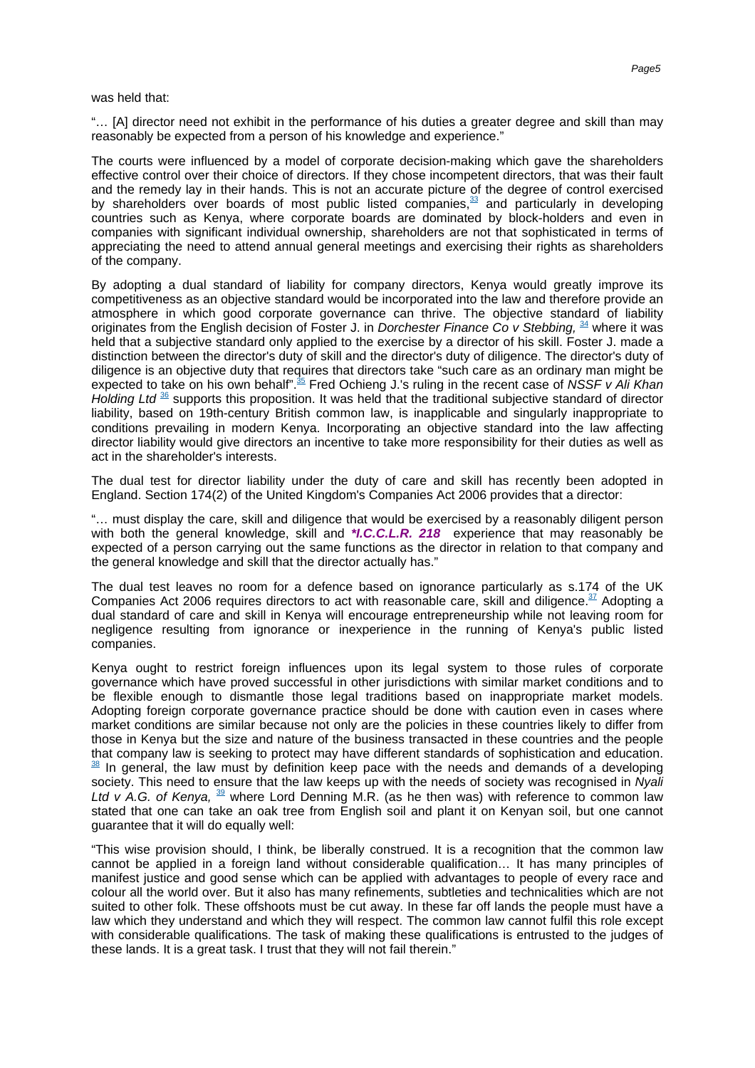was held that:

"… [A] director need not exhibit in the performance of his duties a greater degree and skill than may reasonably be expected from a person of his knowledge and experience."

The courts were influenced by a model of corporate decision-making which gave the shareholders effective control over their choice of directors. If they chose incompetent directors, that was their fault and the remedy lay in their hands. This is not an accurate picture of the degree of control exercised by shareholders over boards of most public listed companies,[33] and particularly in developing countries such as Kenya, where corporate boards are dominated by block-holders and even in companies with significant individual ownership, shareholders are not that sophisticated in terms of appreciating the need to attend annual general meetings and exercising their rights as shareholders of the company.

By adopting a dual standard of liability for company directors, Kenya would greatly improve its competitiveness as an objective standard would be incorporated into the law and therefore provide an atmosphere in which good corporate governance can thrive. The objective standard of liability originates from the English decision of Foster J. in *Dorchester Finance Co v Stebbing,* [34] where it was held that a subjective standard only applied to the exercise by a director of his skill. Foster J. made a distinction between the director's duty of skill and the director's duty of diligence. The director's duty of diligence is an objective duty that requires that directors take "such care as an ordinary man might be expected to take on his own behalf".[35] Fred Ochieng J.'s ruling in the recent case of *NSSF v Ali Khan Holding Ltd* [36] supports this proposition. It was held that the traditional subjective standard of director liability, based on 19th-century British common law, is inapplicable and singularly inappropriate to conditions prevailing in modern Kenya. Incorporating an objective standard into the law affecting director liability would give directors an incentive to take more responsibility for their duties as well as act in the shareholder's interests.

The dual test for director liability under the duty of care and skill has recently been adopted in England. Section 174(2) of the United Kingdom's Companies Act 2006 provides that a director:

"… must display the care, skill and diligence that would be exercised by a reasonably diligent person with both the general knowledge, skill and ***I.C.C.L.R. 218** experience that may reasonably be expected of a person carrying out the same functions as the director in relation to that company and the general knowledge and skill that the director actually has."

The dual test leaves no room for a defence based on ignorance particularly as s.174 of the UK Companies Act 2006 requires directors to act with reasonable care, skill and diligence.[37] Adopting a dual standard of care and skill in Kenya will encourage entrepreneurship while not leaving room for negligence resulting from ignorance or inexperience in the running of Kenya's public listed companies.

Kenya ought to restrict foreign influences upon its legal system to those rules of corporate governance which have proved successful in other jurisdictions with similar market conditions and to be flexible enough to dismantle those legal traditions based on inappropriate market models. Adopting foreign corporate governance practice should be done with caution even in cases where market conditions are similar because not only are the policies in these countries likely to differ from those in Kenya but the size and nature of the business transacted in these countries and the people that company law is seeking to protect may have different standards of sophistication and education.[38] In general, the law must by definition keep pace with the needs and demands of a developing society. This need to ensure that the law keeps up with the needs of society was recognised in *Nyali Ltd v A.G. of Kenya,* [39] where Lord Denning M.R. (as he then was) with reference to common law stated that one can take an oak tree from English soil and plant it on Kenyan soil, but one cannot guarantee that it will do equally well:

"This wise provision should, I think, be liberally construed. It is a recognition that the common law cannot be applied in a foreign land without considerable qualification… It has many principles of manifest justice and good sense which can be applied with advantages to people of every race and colour all the world over. But it also has many refinements, subtleties and technicalities which are not suited to other folk. These offshoots must be cut away. In these far off lands the people must have a law which they understand and which they will respect. The common law cannot fulfil this role except with considerable qualifications. The task of making these qualifications is entrusted to the judges of these lands. It is a great task. I trust that they will not fail therein."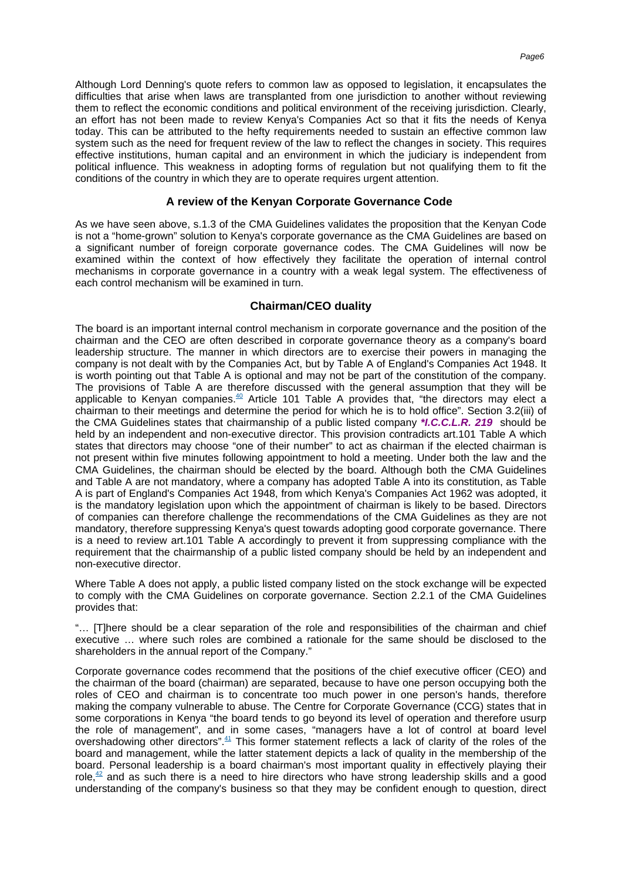Although Lord Denning's quote refers to common law as opposed to legislation, it encapsulates the difficulties that arise when laws are transplanted from one jurisdiction to another without reviewing them to reflect the economic conditions and political environment of the receiving jurisdiction. Clearly, an effort has not been made to review Kenya's Companies Act so that it fits the needs of Kenya today. This can be attributed to the hefty requirements needed to sustain an effective common law system such as the need for frequent review of the law to reflect the changes in society. This requires effective institutions, human capital and an environment in which the judiciary is independent from political influence. This weakness in adopting forms of regulation but not qualifying them to fit the conditions of the country in which they are to operate requires urgent attention.

## A review of the Kenyan Corporate Governance Code

As we have seen above, s.1.3 of the CMA Guidelines validates the proposition that the Kenyan Code is not a "home-grown" solution to Kenya's corporate governance as the CMA Guidelines are based on a significant number of foreign corporate governance codes. The CMA Guidelines will now be examined within the context of how effectively they facilitate the operation of internal control mechanisms in corporate governance in a country with a weak legal system. The effectiveness of each control mechanism will be examined in turn.

### Chairman/CEO duality

The board is an important internal control mechanism in corporate governance and the position of the chairman and the CEO are often described in corporate governance theory as a company's board leadership structure. The manner in which directors are to exercise their powers in managing the company is not dealt with by the Companies Act, but by Table A of England's Companies Act 1948. It is worth pointing out that Table A is optional and may not be part of the constitution of the company. The provisions of Table A are therefore discussed with the general assumption that they will be applicable to Kenyan companies.[40] Article 101 Table A provides that, "the directors may elect a chairman to their meetings and determine the period for which he is to hold office". Section 3.2(iii) of the CMA Guidelines states that chairmanship of a public listed company ***I.C.C.L.R. 219*** should be held by an independent and non-executive director. This provision contradicts art.101 Table A which states that directors may choose "one of their number" to act as chairman if the elected chairman is not present within five minutes following appointment to hold a meeting. Under both the law and the CMA Guidelines, the chairman should be elected by the board. Although both the CMA Guidelines and Table A are not mandatory, where a company has adopted Table A into its constitution, as Table A is part of England's Companies Act 1948, from which Kenya's Companies Act 1962 was adopted, it is the mandatory legislation upon which the appointment of chairman is likely to be based. Directors of companies can therefore challenge the recommendations of the CMA Guidelines as they are not mandatory, therefore suppressing Kenya's quest towards adopting good corporate governance. There is a need to review art.101 Table A accordingly to prevent it from suppressing compliance with the requirement that the chairmanship of a public listed company should be held by an independent and non-executive director.

Where Table A does not apply, a public listed company listed on the stock exchange will be expected to comply with the CMA Guidelines on corporate governance. Section 2.2.1 of the CMA Guidelines provides that:

"… [T]here should be a clear separation of the role and responsibilities of the chairman and chief executive … where such roles are combined a rationale for the same should be disclosed to the shareholders in the annual report of the Company."

Corporate governance codes recommend that the positions of the chief executive officer (CEO) and the chairman of the board (chairman) are separated, because to have one person occupying both the roles of CEO and chairman is to concentrate too much power in one person's hands, therefore making the company vulnerable to abuse. The Centre for Corporate Governance (CCG) states that in some corporations in Kenya "the board tends to go beyond its level of operation and therefore usurp the role of management", and in some cases, "managers have a lot of control at board level overshadowing other directors".[41] This former statement reflects a lack of clarity of the roles of the board and management, while the latter statement depicts a lack of quality in the membership of the board. Personal leadership is a board chairman's most important quality in effectively playing their role,[42] and as such there is a need to hire directors who have strong leadership skills and a good understanding of the company's business so that they may be confident enough to question, direct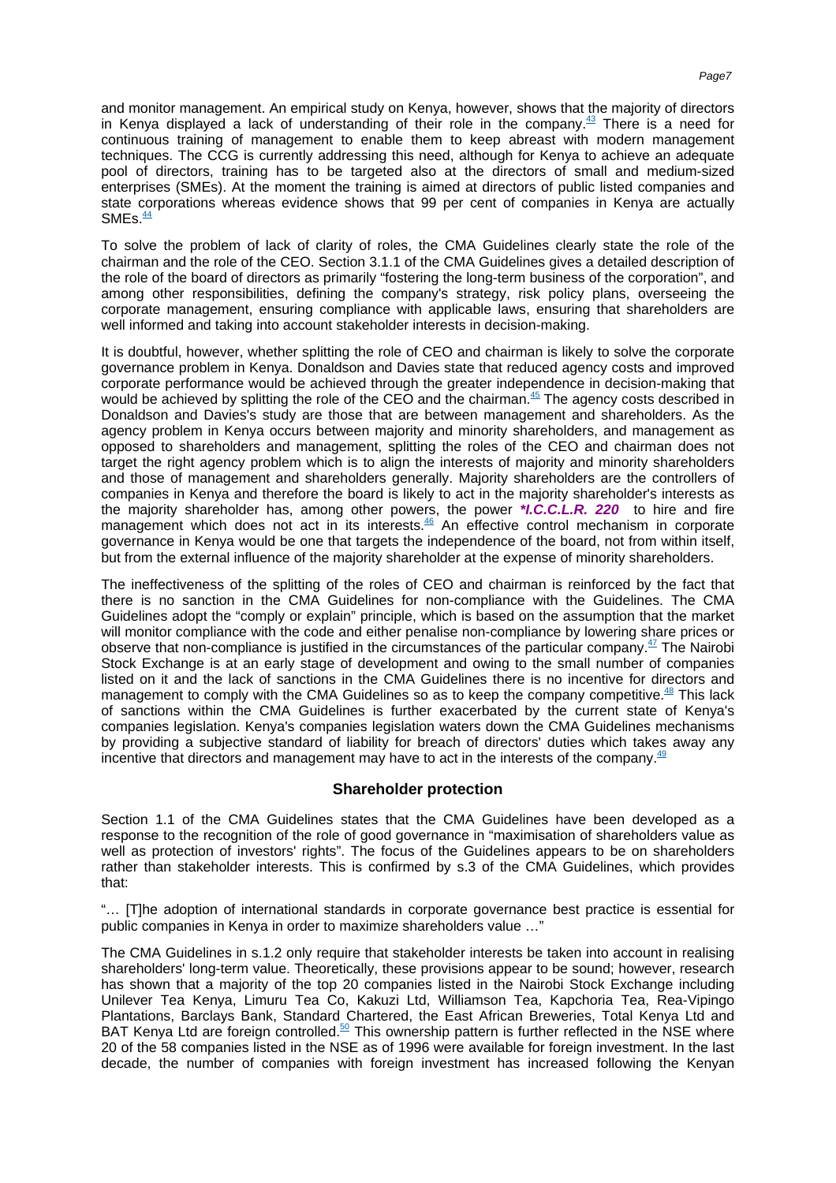and monitor management. An empirical study on Kenya, however, shows that the majority of directors in Kenya displayed a lack of understanding of their role in the company.[43] There is a need for continuous training of management to enable them to keep abreast with modern management techniques. The CCG is currently addressing this need, although for Kenya to achieve an adequate pool of directors, training has to be targeted also at the directors of small and medium-sized enterprises (SMEs). At the moment the training is aimed at directors of public listed companies and state corporations whereas evidence shows that 99 per cent of companies in Kenya are actually SMEs.[44]

To solve the problem of lack of clarity of roles, the CMA Guidelines clearly state the role of the chairman and the role of the CEO. Section 3.1.1 of the CMA Guidelines gives a detailed description of the role of the board of directors as primarily "fostering the long-term business of the corporation", and among other responsibilities, defining the company's strategy, risk policy plans, overseeing the corporate management, ensuring compliance with applicable laws, ensuring that shareholders are well informed and taking into account stakeholder interests in decision-making.

It is doubtful, however, whether splitting the role of CEO and chairman is likely to solve the corporate governance problem in Kenya. Donaldson and Davies state that reduced agency costs and improved corporate performance would be achieved through the greater independence in decision-making that would be achieved by splitting the role of the CEO and the chairman.[45] The agency costs described in Donaldson and Davies's study are those that are between management and shareholders. As the agency problem in Kenya occurs between majority and minority shareholders, and management as opposed to shareholders and management, splitting the roles of the CEO and chairman does not target the right agency problem which is to align the interests of majority and minority shareholders and those of management and shareholders generally. Majority shareholders are the controllers of companies in Kenya and therefore the board is likely to act in the majority shareholder's interests as the majority shareholder has, among other powers, the power ***I.C.C.L.R. 220*** to hire and fire management which does not act in its interests.[46] An effective control mechanism in corporate governance in Kenya would be one that targets the independence of the board, not from within itself, but from the external influence of the majority shareholder at the expense of minority shareholders.

The ineffectiveness of the splitting of the roles of CEO and chairman is reinforced by the fact that there is no sanction in the CMA Guidelines for non-compliance with the Guidelines. The CMA Guidelines adopt the "comply or explain" principle, which is based on the assumption that the market will monitor compliance with the code and either penalise non-compliance by lowering share prices or observe that non-compliance is justified in the circumstances of the particular company.[47] The Nairobi Stock Exchange is at an early stage of development and owing to the small number of companies listed on it and the lack of sanctions in the CMA Guidelines there is no incentive for directors and management to comply with the CMA Guidelines so as to keep the company competitive.[48] This lack of sanctions within the CMA Guidelines is further exacerbated by the current state of Kenya's companies legislation. Kenya's companies legislation waters down the CMA Guidelines mechanisms by providing a subjective standard of liability for breach of directors' duties which takes away any incentive that directors and management may have to act in the interests of the company.[49]

## Shareholder protection

Section 1.1 of the CMA Guidelines states that the CMA Guidelines have been developed as a response to the recognition of the role of good governance in "maximisation of shareholders value as well as protection of investors' rights". The focus of the Guidelines appears to be on shareholders rather than stakeholder interests. This is confirmed by s.3 of the CMA Guidelines, which provides that:

"… [T]he adoption of international standards in corporate governance best practice is essential for public companies in Kenya in order to maximize shareholders value …"

The CMA Guidelines in s.1.2 only require that stakeholder interests be taken into account in realising shareholders' long-term value. Theoretically, these provisions appear to be sound; however, research has shown that a majority of the top 20 companies listed in the Nairobi Stock Exchange including Unilever Tea Kenya, Limuru Tea Co, Kakuzi Ltd, Williamson Tea, Kapchoria Tea, Rea-Vipingo Plantations, Barclays Bank, Standard Chartered, the East African Breweries, Total Kenya Ltd and BAT Kenya Ltd are foreign controlled.[50] This ownership pattern is further reflected in the NSE where 20 of the 58 companies listed in the NSE as of 1996 were available for foreign investment. In the last decade, the number of companies with foreign investment has increased following the Kenyan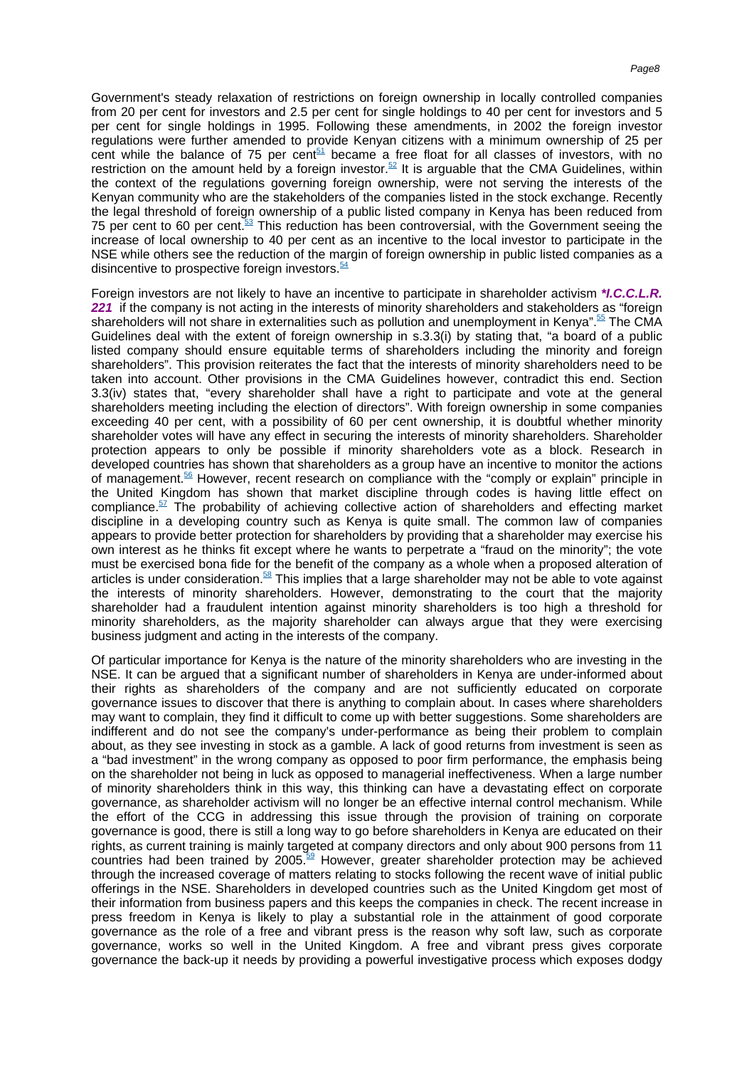Government's steady relaxation of restrictions on foreign ownership in locally controlled companies from 20 per cent for investors and 2.5 per cent for single holdings to 40 per cent for investors and 5 per cent for single holdings in 1995. Following these amendments, in 2002 the foreign investor regulations were further amended to provide Kenyan citizens with a minimum ownership of 25 per cent while the balance of 75 per cent[51] became a free float for all classes of investors, with no restriction on the amount held by a foreign investor.[52] It is arguable that the CMA Guidelines, within the context of the regulations governing foreign ownership, were not serving the interests of the Kenyan community who are the stakeholders of the companies listed in the stock exchange. Recently the legal threshold of foreign ownership of a public listed company in Kenya has been reduced from 75 per cent to 60 per cent.[53] This reduction has been controversial, with the Government seeing the increase of local ownership to 40 per cent as an incentive to the local investor to participate in the NSE while others see the reduction of the margin of foreign ownership in public listed companies as a disincentive to prospective foreign investors.[54]

Foreign investors are not likely to have an incentive to participate in shareholder activism ***I.C.C.L.R. 221*** if the company is not acting in the interests of minority shareholders and stakeholders as "foreign shareholders will not share in externalities such as pollution and unemployment in Kenya".[55] The CMA Guidelines deal with the extent of foreign ownership in s.3.3(i) by stating that, "a board of a public listed company should ensure equitable terms of shareholders including the minority and foreign shareholders". This provision reiterates the fact that the interests of minority shareholders need to be taken into account. Other provisions in the CMA Guidelines however, contradict this end. Section 3.3(iv) states that, "every shareholder shall have a right to participate and vote at the general shareholders meeting including the election of directors". With foreign ownership in some companies exceeding 40 per cent, with a possibility of 60 per cent ownership, it is doubtful whether minority shareholder votes will have any effect in securing the interests of minority shareholders. Shareholder protection appears to only be possible if minority shareholders vote as a block. Research in developed countries has shown that shareholders as a group have an incentive to monitor the actions of management.[56] However, recent research on compliance with the "comply or explain" principle in the United Kingdom has shown that market discipline through codes is having little effect on compliance.[57] The probability of achieving collective action of shareholders and effecting market discipline in a developing country such as Kenya is quite small. The common law of companies appears to provide better protection for shareholders by providing that a shareholder may exercise his own interest as he thinks fit except where he wants to perpetrate a "fraud on the minority"; the vote must be exercised bona fide for the benefit of the company as a whole when a proposed alteration of articles is under consideration.[58] This implies that a large shareholder may not be able to vote against the interests of minority shareholders. However, demonstrating to the court that the majority shareholder had a fraudulent intention against minority shareholders is too high a threshold for minority shareholders, as the majority shareholder can always argue that they were exercising business judgment and acting in the interests of the company.

Of particular importance for Kenya is the nature of the minority shareholders who are investing in the NSE. It can be argued that a significant number of shareholders in Kenya are under-informed about their rights as shareholders of the company and are not sufficiently educated on corporate governance issues to discover that there is anything to complain about. In cases where shareholders may want to complain, they find it difficult to come up with better suggestions. Some shareholders are indifferent and do not see the company's under-performance as being their problem to complain about, as they see investing in stock as a gamble. A lack of good returns from investment is seen as a "bad investment" in the wrong company as opposed to poor firm performance, the emphasis being on the shareholder not being in luck as opposed to managerial ineffectiveness. When a large number of minority shareholders think in this way, this thinking can have a devastating effect on corporate governance, as shareholder activism will no longer be an effective internal control mechanism. While the effort of the CCG in addressing this issue through the provision of training on corporate governance is good, there is still a long way to go before shareholders in Kenya are educated on their rights, as current training is mainly targeted at company directors and only about 900 persons from 11 countries had been trained by 2005.[59] However, greater shareholder protection may be achieved through the increased coverage of matters relating to stocks following the recent wave of initial public offerings in the NSE. Shareholders in developed countries such as the United Kingdom get most of their information from business papers and this keeps the companies in check. The recent increase in press freedom in Kenya is likely to play a substantial role in the attainment of good corporate governance as the role of a free and vibrant press is the reason why soft law, such as corporate governance, works so well in the United Kingdom. A free and vibrant press gives corporate governance the back-up it needs by providing a powerful investigative process which exposes dodgy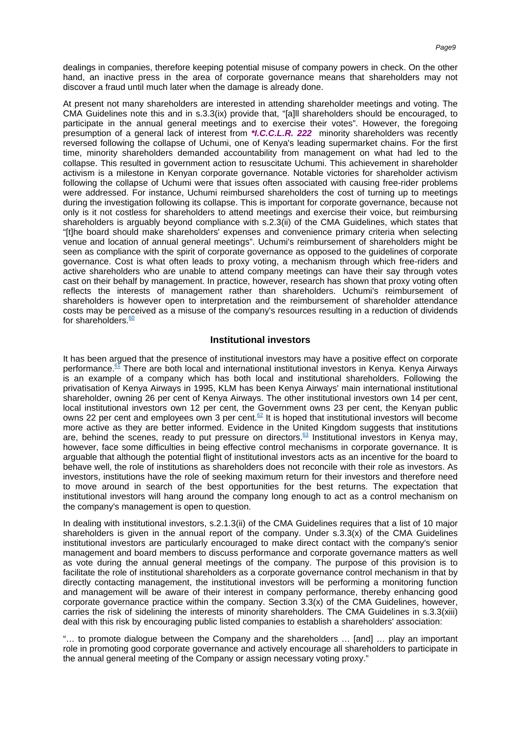dealings in companies, therefore keeping potential misuse of company powers in check. On the other hand, an inactive press in the area of corporate governance means that shareholders may not discover a fraud until much later when the damage is already done.

At present not many shareholders are interested in attending shareholder meetings and voting. The CMA Guidelines note this and in s.3.3(ix) provide that, "[a]ll shareholders should be encouraged, to participate in the annual general meetings and to exercise their votes". However, the foregoing presumption of a general lack of interest from ***I.C.C.L.R. 222** minority shareholders was recently reversed following the collapse of Uchumi, one of Kenya's leading supermarket chains. For the first time, minority shareholders demanded accountability from management on what had led to the collapse. This resulted in government action to resuscitate Uchumi. This achievement in shareholder activism is a milestone in Kenyan corporate governance. Notable victories for shareholder activism following the collapse of Uchumi were that issues often associated with causing free-rider problems were addressed. For instance, Uchumi reimbursed shareholders the cost of turning up to meetings during the investigation following its collapse. This is important for corporate governance, because not only is it not costless for shareholders to attend meetings and exercise their voice, but reimbursing shareholders is arguably beyond compliance with s.2.3(ii) of the CMA Guidelines, which states that "[t]he board should make shareholders' expenses and convenience primary criteria when selecting venue and location of annual general meetings". Uchumi's reimbursement of shareholders might be seen as compliance with the spirit of corporate governance as opposed to the guidelines of corporate governance. Cost is what often leads to proxy voting, a mechanism through which free-riders and active shareholders who are unable to attend company meetings can have their say through votes cast on their behalf by management. In practice, however, research has shown that proxy voting often reflects the interests of management rather than shareholders. Uchumi's reimbursement of shareholders is however open to interpretation and the reimbursement of shareholder attendance costs may be perceived as a misuse of the company's resources resulting in a reduction of dividends for shareholders.[60]

## Institutional investors

It has been argued that the presence of institutional investors may have a positive effect on corporate performance.[61] There are both local and international institutional investors in Kenya. Kenya Airways is an example of a company which has both local and institutional shareholders. Following the privatisation of Kenya Airways in 1995, KLM has been Kenya Airways' main international institutional shareholder, owning 26 per cent of Kenya Airways. The other institutional investors own 14 per cent, local institutional investors own 12 per cent, the Government owns 23 per cent, the Kenyan public owns 22 per cent and employees own 3 per cent.[62] It is hoped that institutional investors will become more active as they are better informed. Evidence in the United Kingdom suggests that institutions are, behind the scenes, ready to put pressure on directors.[63] Institutional investors in Kenya may, however, face some difficulties in being effective control mechanisms in corporate governance. It is arguable that although the potential flight of institutional investors acts as an incentive for the board to behave well, the role of institutions as shareholders does not reconcile with their role as investors. As investors, institutions have the role of seeking maximum return for their investors and therefore need to move around in search of the best opportunities for the best returns. The expectation that institutional investors will hang around the company long enough to act as a control mechanism on the company's management is open to question.

In dealing with institutional investors, s.2.1.3(ii) of the CMA Guidelines requires that a list of 10 major shareholders is given in the annual report of the company. Under s.3.3(x) of the CMA Guidelines institutional investors are particularly encouraged to make direct contact with the company's senior management and board members to discuss performance and corporate governance matters as well as vote during the annual general meetings of the company. The purpose of this provision is to facilitate the role of institutional shareholders as a corporate governance control mechanism in that by directly contacting management, the institutional investors will be performing a monitoring function and management will be aware of their interest in company performance, thereby enhancing good corporate governance practice within the company. Section 3.3(x) of the CMA Guidelines, however, carries the risk of sidelining the interests of minority shareholders. The CMA Guidelines in s.3.3(xiii) deal with this risk by encouraging public listed companies to establish a shareholders' association:

"… to promote dialogue between the Company and the shareholders … [and] … play an important role in promoting good corporate governance and actively encourage all shareholders to participate in the annual general meeting of the Company or assign necessary voting proxy."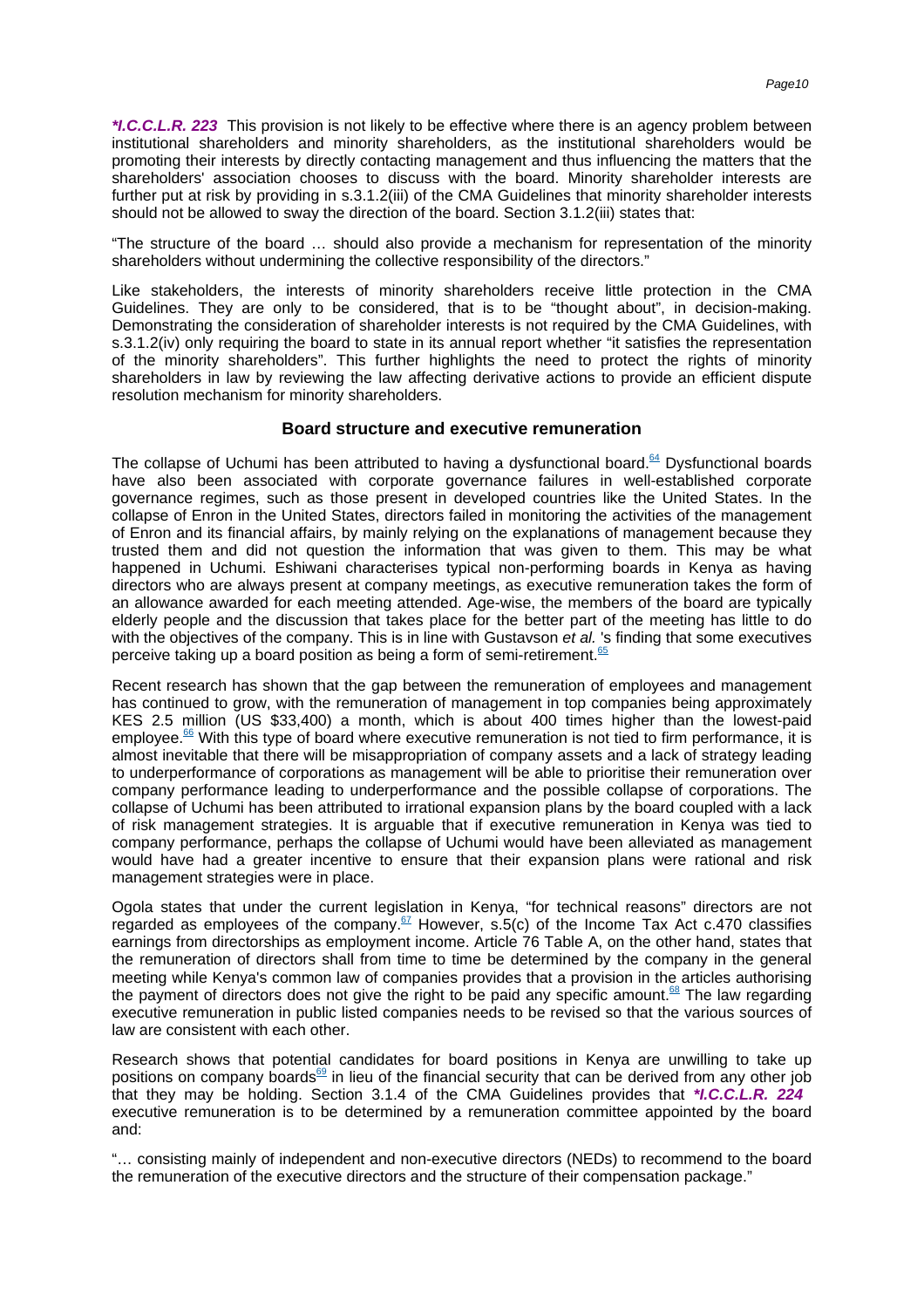*I.C.C.L.R. 223* This provision is not likely to be effective where there is an agency problem between institutional shareholders and minority shareholders, as the institutional shareholders would be promoting their interests by directly contacting management and thus influencing the matters that the shareholders' association chooses to discuss with the board. Minority shareholder interests are further put at risk by providing in s.3.1.2(iii) of the CMA Guidelines that minority shareholder interests should not be allowed to sway the direction of the board. Section 3.1.2(iii) states that:

"The structure of the board … should also provide a mechanism for representation of the minority shareholders without undermining the collective responsibility of the directors."

Like stakeholders, the interests of minority shareholders receive little protection in the CMA Guidelines. They are only to be considered, that is to be "thought about", in decision-making. Demonstrating the consideration of shareholder interests is not required by the CMA Guidelines, with s.3.1.2(iv) only requiring the board to state in its annual report whether "it satisfies the representation of the minority shareholders". This further highlights the need to protect the rights of minority shareholders in law by reviewing the law affecting derivative actions to provide an efficient dispute resolution mechanism for minority shareholders.

## Board structure and executive remuneration

The collapse of Uchumi has been attributed to having a dysfunctional board.[64] Dysfunctional boards have also been associated with corporate governance failures in well-established corporate governance regimes, such as those present in developed countries like the United States. In the collapse of Enron in the United States, directors failed in monitoring the activities of the management of Enron and its financial affairs, by mainly relying on the explanations of management because they trusted them and did not question the information that was given to them. This may be what happened in Uchumi. Eshiwani characterises typical non-performing boards in Kenya as having directors who are always present at company meetings, as executive remuneration takes the form of an allowance awarded for each meeting attended. Age-wise, the members of the board are typically elderly people and the discussion that takes place for the better part of the meeting has little to do with the objectives of the company. This is in line with Gustavson *et al.* 's finding that some executives perceive taking up a board position as being a form of semi-retirement.[65]

Recent research has shown that the gap between the remuneration of employees and management has continued to grow, with the remuneration of management in top companies being approximately KES 2.5 million (US $33,400) a month, which is about 400 times higher than the lowest-paid employee.[66] With this type of board where executive remuneration is not tied to firm performance, it is almost inevitable that there will be misappropriation of company assets and a lack of strategy leading to underperformance of corporations as management will be able to prioritise their remuneration over company performance leading to underperformance and the possible collapse of corporations. The collapse of Uchumi has been attributed to irrational expansion plans by the board coupled with a lack of risk management strategies. It is arguable that if executive remuneration in Kenya was tied to company performance, perhaps the collapse of Uchumi would have been alleviated as management would have had a greater incentive to ensure that their expansion plans were rational and risk management strategies were in place.

Ogola states that under the current legislation in Kenya, "for technical reasons" directors are not regarded as employees of the company.[67] However, s.5(c) of the Income Tax Act c.470 classifies earnings from directorships as employment income. Article 76 Table A, on the other hand, states that the remuneration of directors shall from time to time be determined by the company in the general meeting while Kenya's common law of companies provides that a provision in the articles authorising the payment of directors does not give the right to be paid any specific amount.[68] The law regarding executive remuneration in public listed companies needs to be revised so that the various sources of law are consistent with each other.

Research shows that potential candidates for board positions in Kenya are unwilling to take up positions on company boards[69] in lieu of the financial security that can be derived from any other job that they may be holding. Section 3.1.4 of the CMA Guidelines provides that *I.C.C.L.R. 224* executive remuneration is to be determined by a remuneration committee appointed by the board and:

"… consisting mainly of independent and non-executive directors (NEDs) to recommend to the board the remuneration of the executive directors and the structure of their compensation package."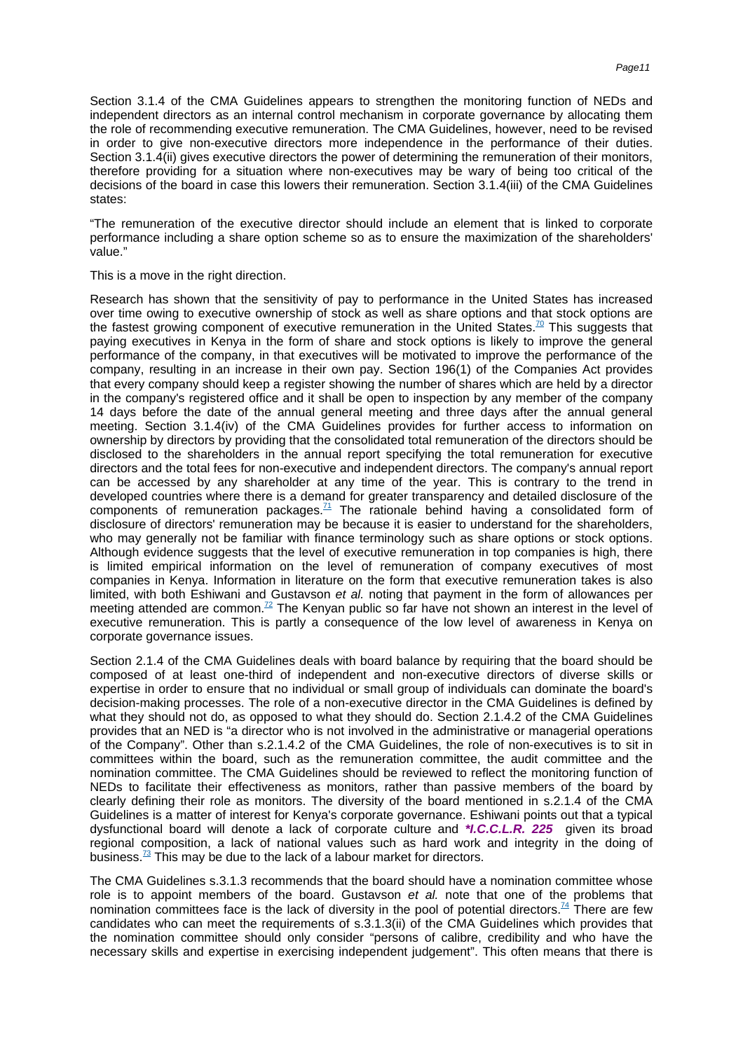Section 3.1.4 of the CMA Guidelines appears to strengthen the monitoring function of NEDs and independent directors as an internal control mechanism in corporate governance by allocating them the role of recommending executive remuneration. The CMA Guidelines, however, need to be revised in order to give non-executive directors more independence in the performance of their duties. Section 3.1.4(ii) gives executive directors the power of determining the remuneration of their monitors, therefore providing for a situation where non-executives may be wary of being too critical of the decisions of the board in case this lowers their remuneration. Section 3.1.4(iii) of the CMA Guidelines states:

"The remuneration of the executive director should include an element that is linked to corporate performance including a share option scheme so as to ensure the maximization of the shareholders' value."

This is a move in the right direction.

Research has shown that the sensitivity of pay to performance in the United States has increased over time owing to executive ownership of stock as well as share options and that stock options are the fastest growing component of executive remuneration in the United States.[70] This suggests that paying executives in Kenya in the form of share and stock options is likely to improve the general performance of the company, in that executives will be motivated to improve the performance of the company, resulting in an increase in their own pay. Section 196(1) of the Companies Act provides that every company should keep a register showing the number of shares which are held by a director in the company's registered office and it shall be open to inspection by any member of the company 14 days before the date of the annual general meeting and three days after the annual general meeting. Section 3.1.4(iv) of the CMA Guidelines provides for further access to information on ownership by directors by providing that the consolidated total remuneration of the directors should be disclosed to the shareholders in the annual report specifying the total remuneration for executive directors and the total fees for non-executive and independent directors. The company's annual report can be accessed by any shareholder at any time of the year. This is contrary to the trend in developed countries where there is a demand for greater transparency and detailed disclosure of the components of remuneration packages.[71] The rationale behind having a consolidated form of disclosure of directors' remuneration may be because it is easier to understand for the shareholders, who may generally not be familiar with finance terminology such as share options or stock options. Although evidence suggests that the level of executive remuneration in top companies is high, there is limited empirical information on the level of remuneration of company executives of most companies in Kenya. Information in literature on the form that executive remuneration takes is also limited, with both Eshiwani and Gustavson *et al.* noting that payment in the form of allowances per meeting attended are common.[72] The Kenyan public so far have not shown an interest in the level of executive remuneration. This is partly a consequence of the low level of awareness in Kenya on corporate governance issues.

Section 2.1.4 of the CMA Guidelines deals with board balance by requiring that the board should be composed of at least one-third of independent and non-executive directors of diverse skills or expertise in order to ensure that no individual or small group of individuals can dominate the board's decision-making processes. The role of a non-executive director in the CMA Guidelines is defined by what they should not do, as opposed to what they should do. Section 2.1.4.2 of the CMA Guidelines provides that an NED is "a director who is not involved in the administrative or managerial operations of the Company". Other than s.2.1.4.2 of the CMA Guidelines, the role of non-executives is to sit in committees within the board, such as the remuneration committee, the audit committee and the nomination committee. The CMA Guidelines should be reviewed to reflect the monitoring function of NEDs to facilitate their effectiveness as monitors, rather than passive members of the board by clearly defining their role as monitors. The diversity of the board mentioned in s.2.1.4 of the CMA Guidelines is a matter of interest for Kenya's corporate governance. Eshiwani points out that a typical dysfunctional board will denote a lack of corporate culture and ***I.C.C.L.R. 225*** given its broad regional composition, a lack of national values such as hard work and integrity in the doing of business.[73] This may be due to the lack of a labour market for directors.

The CMA Guidelines s.3.1.3 recommends that the board should have a nomination committee whose role is to appoint members of the board. Gustavson *et al.* note that one of the problems that nomination committees face is the lack of diversity in the pool of potential directors.[74] There are few candidates who can meet the requirements of s.3.1.3(ii) of the CMA Guidelines which provides that the nomination committee should only consider "persons of calibre, credibility and who have the necessary skills and expertise in exercising independent judgement". This often means that there is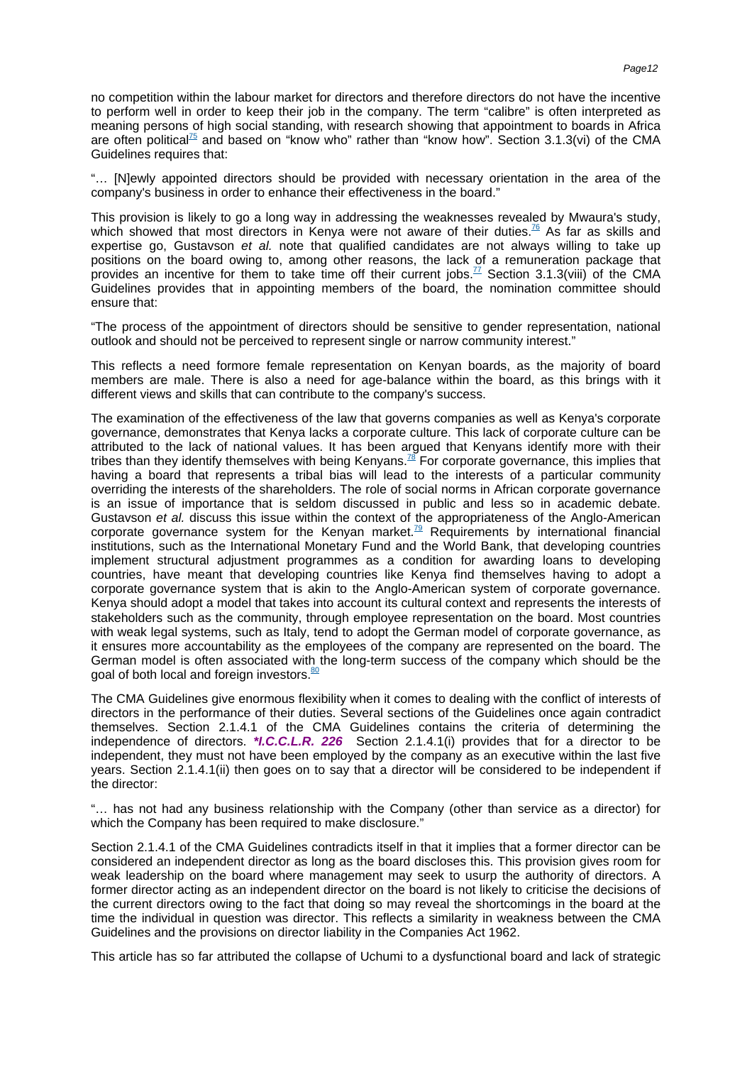no competition within the labour market for directors and therefore directors do not have the incentive to perform well in order to keep their job in the company. The term "calibre" is often interpreted as meaning persons of high social standing, with research showing that appointment to boards in Africa are often political[75] and based on "know who" rather than "know how". Section 3.1.3(vi) of the CMA Guidelines requires that:

"… [N]ewly appointed directors should be provided with necessary orientation in the area of the company's business in order to enhance their effectiveness in the board."

This provision is likely to go a long way in addressing the weaknesses revealed by Mwaura's study, which showed that most directors in Kenya were not aware of their duties.[76] As far as skills and expertise go, Gustavson *et al.* note that qualified candidates are not always willing to take up positions on the board owing to, among other reasons, the lack of a remuneration package that provides an incentive for them to take time off their current jobs.[77] Section 3.1.3(viii) of the CMA Guidelines provides that in appointing members of the board, the nomination committee should ensure that:

"The process of the appointment of directors should be sensitive to gender representation, national outlook and should not be perceived to represent single or narrow community interest."

This reflects a need formore female representation on Kenyan boards, as the majority of board members are male. There is also a need for age-balance within the board, as this brings with it different views and skills that can contribute to the company's success.

The examination of the effectiveness of the law that governs companies as well as Kenya's corporate governance, demonstrates that Kenya lacks a corporate culture. This lack of corporate culture can be attributed to the lack of national values. It has been argued that Kenyans identify more with their tribes than they identify themselves with being Kenyans.[78] For corporate governance, this implies that having a board that represents a tribal bias will lead to the interests of a particular community overriding the interests of the shareholders. The role of social norms in African corporate governance is an issue of importance that is seldom discussed in public and less so in academic debate. Gustavson *et al.* discuss this issue within the context of the appropriateness of the Anglo-American corporate governance system for the Kenyan market.[79] Requirements by international financial institutions, such as the International Monetary Fund and the World Bank, that developing countries implement structural adjustment programmes as a condition for awarding loans to developing countries, have meant that developing countries like Kenya find themselves having to adopt a corporate governance system that is akin to the Anglo-American system of corporate governance. Kenya should adopt a model that takes into account its cultural context and represents the interests of stakeholders such as the community, through employee representation on the board. Most countries with weak legal systems, such as Italy, tend to adopt the German model of corporate governance, as it ensures more accountability as the employees of the company are represented on the board. The German model is often associated with the long-term success of the company which should be the goal of both local and foreign investors.[80]

The CMA Guidelines give enormous flexibility when it comes to dealing with the conflict of interests of directors in the performance of their duties. Several sections of the Guidelines once again contradict themselves. Section 2.1.4.1 of the CMA Guidelines contains the criteria of determining the independence of directors. ***I.C.C.L.R. 226*** Section 2.1.4.1(i) provides that for a director to be independent, they must not have been employed by the company as an executive within the last five years. Section 2.1.4.1(ii) then goes on to say that a director will be considered to be independent if the director:

"… has not had any business relationship with the Company (other than service as a director) for which the Company has been required to make disclosure."

Section 2.1.4.1 of the CMA Guidelines contradicts itself in that it implies that a former director can be considered an independent director as long as the board discloses this. This provision gives room for weak leadership on the board where management may seek to usurp the authority of directors. A former director acting as an independent director on the board is not likely to criticise the decisions of the current directors owing to the fact that doing so may reveal the shortcomings in the board at the time the individual in question was director. This reflects a similarity in weakness between the CMA Guidelines and the provisions on director liability in the Companies Act 1962.

This article has so far attributed the collapse of Uchumi to a dysfunctional board and lack of strategic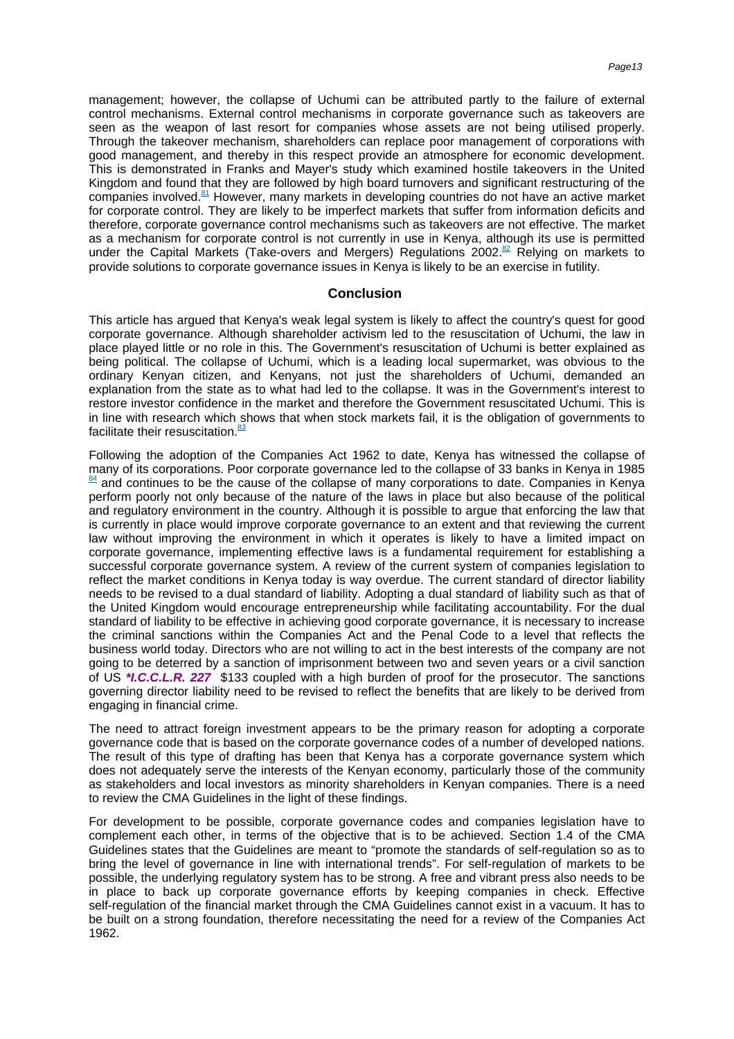management; however, the collapse of Uchumi can be attributed partly to the failure of external control mechanisms. External control mechanisms in corporate governance such as takeovers are seen as the weapon of last resort for companies whose assets are not being utilised properly. Through the takeover mechanism, shareholders can replace poor management of corporations with good management, and thereby in this respect provide an atmosphere for economic development. This is demonstrated in Franks and Mayer's study which examined hostile takeovers in the United Kingdom and found that they are followed by high board turnovers and significant restructuring of the companies involved.[81] However, many markets in developing countries do not have an active market for corporate control. They are likely to be imperfect markets that suffer from information deficits and therefore, corporate governance control mechanisms such as takeovers are not effective. The market as a mechanism for corporate control is not currently in use in Kenya, although its use is permitted under the Capital Markets (Take-overs and Mergers) Regulations 2002.[82] Relying on markets to provide solutions to corporate governance issues in Kenya is likely to be an exercise in futility.

## Conclusion

This article has argued that Kenya's weak legal system is likely to affect the country's quest for good corporate governance. Although shareholder activism led to the resuscitation of Uchumi, the law in place played little or no role in this. The Government's resuscitation of Uchumi is better explained as being political. The collapse of Uchumi, which is a leading local supermarket, was obvious to the ordinary Kenyan citizen, and Kenyans, not just the shareholders of Uchumi, demanded an explanation from the state as to what had led to the collapse. It was in the Government's interest to restore investor confidence in the market and therefore the Government resuscitated Uchumi. This is in line with research which shows that when stock markets fail, it is the obligation of governments to facilitate their resuscitation.[83]

Following the adoption of the Companies Act 1962 to date, Kenya has witnessed the collapse of many of its corporations. Poor corporate governance led to the collapse of 33 banks in Kenya in 1985 [84] and continues to be the cause of the collapse of many corporations to date. Companies in Kenya perform poorly not only because of the nature of the laws in place but also because of the political and regulatory environment in the country. Although it is possible to argue that enforcing the law that is currently in place would improve corporate governance to an extent and that reviewing the current law without improving the environment in which it operates is likely to have a limited impact on corporate governance, implementing effective laws is a fundamental requirement for establishing a successful corporate governance system. A review of the current system of companies legislation to reflect the market conditions in Kenya today is way overdue. The current standard of director liability needs to be revised to a dual standard of liability. Adopting a dual standard of liability such as that of the United Kingdom would encourage entrepreneurship while facilitating accountability. For the dual standard of liability to be effective in achieving good corporate governance, it is necessary to increase the criminal sanctions within the Companies Act and the Penal Code to a level that reflects the business world today. Directors who are not willing to act in the best interests of the company are not going to be deterred by a sanction of imprisonment between two and seven years or a civil sanction of US ***I.C.C.L.R. 227*** $133 coupled with a high burden of proof for the prosecutor. The sanctions governing director liability need to be revised to reflect the benefits that are likely to be derived from engaging in financial crime.

The need to attract foreign investment appears to be the primary reason for adopting a corporate governance code that is based on the corporate governance codes of a number of developed nations. The result of this type of drafting has been that Kenya has a corporate governance system which does not adequately serve the interests of the Kenyan economy, particularly those of the community as stakeholders and local investors as minority shareholders in Kenyan companies. There is a need to review the CMA Guidelines in the light of these findings.

For development to be possible, corporate governance codes and companies legislation have to complement each other, in terms of the objective that is to be achieved. Section 1.4 of the CMA Guidelines states that the Guidelines are meant to "promote the standards of self-regulation so as to bring the level of governance in line with international trends". For self-regulation of markets to be possible, the underlying regulatory system has to be strong. A free and vibrant press also needs to be in place to back up corporate governance efforts by keeping companies in check. Effective self-regulation of the financial market through the CMA Guidelines cannot exist in a vacuum. It has to be built on a strong foundation, therefore necessitating the need for a review of the Companies Act 1962.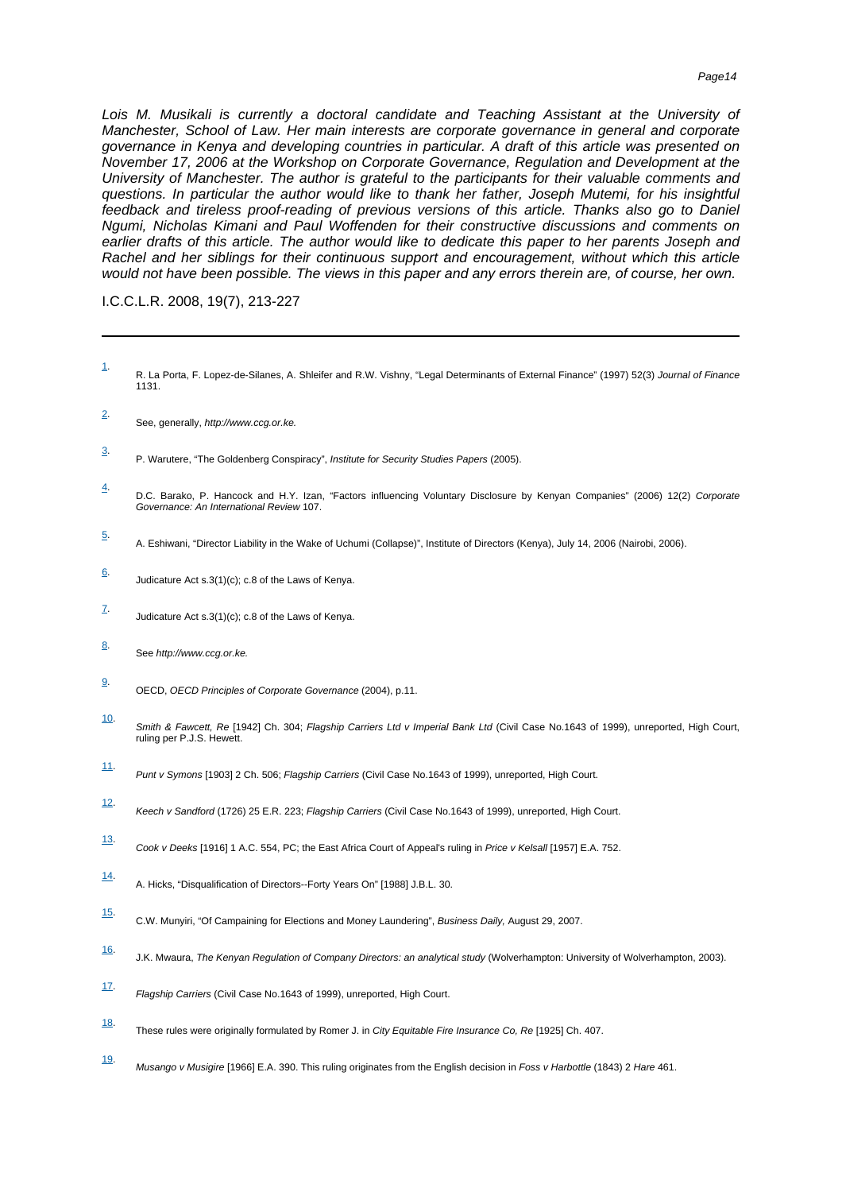*Lois M. Musikali is currently a doctoral candidate and Teaching Assistant at the University of Manchester, School of Law. Her main interests are corporate governance in general and corporate governance in Kenya and developing countries in particular. A draft of this article was presented on November 17, 2006 at the Workshop on Corporate Governance, Regulation and Development at the University of Manchester. The author is grateful to the participants for their valuable comments and questions. In particular the author would like to thank her father, Joseph Mutemi, for his insightful feedback and tireless proof-reading of previous versions of this article. Thanks also go to Daniel Ngumi, Nicholas Kimani and Paul Woffenden for their constructive discussions and comments on earlier drafts of this article. The author would like to dedicate this paper to her parents Joseph and Rachel and her siblings for their continuous support and encouragement, without which this article would not have been possible. The views in this paper and any errors therein are, of course, her own.*

I.C.C.L.R. 2008, 19(7), 213-227

---

1. R. La Porta, F. Lopez-de-Silanes, A. Shleifer and R.W. Vishny, "Legal Determinants of External Finance" (1997) 52(3) *Journal of Finance* 1131.

2. See, generally, *http://www.ccg.or.ke.*

3. P. Warutere, "The Goldenberg Conspiracy", *Institute for Security Studies Papers* (2005).

4. D.C. Barako, P. Hancock and H.Y. Izan, "Factors influencing Voluntary Disclosure by Kenyan Companies" (2006) 12(2) *Corporate Governance: An International Review* 107.

5. A. Eshiwani, "Director Liability in the Wake of Uchumi (Collapse)", Institute of Directors (Kenya), July 14, 2006 (Nairobi, 2006).

6. Judicature Act s.3(1)(c); c.8 of the Laws of Kenya.

7. Judicature Act s.3(1)(c); c.8 of the Laws of Kenya.

8. See *http://www.ccg.or.ke.*

9. OECD, *OECD Principles of Corporate Governance* (2004), p.11.

10. *Smith & Fawcett, Re* [1942] Ch. 304; *Flagship Carriers Ltd v Imperial Bank Ltd* (Civil Case No.1643 of 1999), unreported, High Court, ruling per P.J.S. Hewett.

11. *Punt v Symons* [1903] 2 Ch. 506; *Flagship Carriers* (Civil Case No.1643 of 1999), unreported, High Court.

12. *Keech v Sandford* (1726) 25 E.R. 223; *Flagship Carriers* (Civil Case No.1643 of 1999), unreported, High Court.

13. *Cook v Deeks* [1916] 1 A.C. 554, PC; the East Africa Court of Appeal's ruling in *Price v Kelsall* [1957] E.A. 752.

14. A. Hicks, "Disqualification of Directors--Forty Years On" [1988] J.B.L. 30.

15. C.W. Munyiri, "Of Campaining for Elections and Money Laundering", *Business Daily,* August 29, 2007.

16. J.K. Mwaura, *The Kenyan Regulation of Company Directors: an analytical study* (Wolverhampton: University of Wolverhampton, 2003).

17. *Flagship Carriers* (Civil Case No.1643 of 1999), unreported, High Court.

18. These rules were originally formulated by Romer J. in *City Equitable Fire Insurance Co, Re* [1925] Ch. 407.

19. *Musango v Musigire* [1966] E.A. 390. This ruling originates from the English decision in *Foss v Harbottle* (1843) 2 *Hare* 461.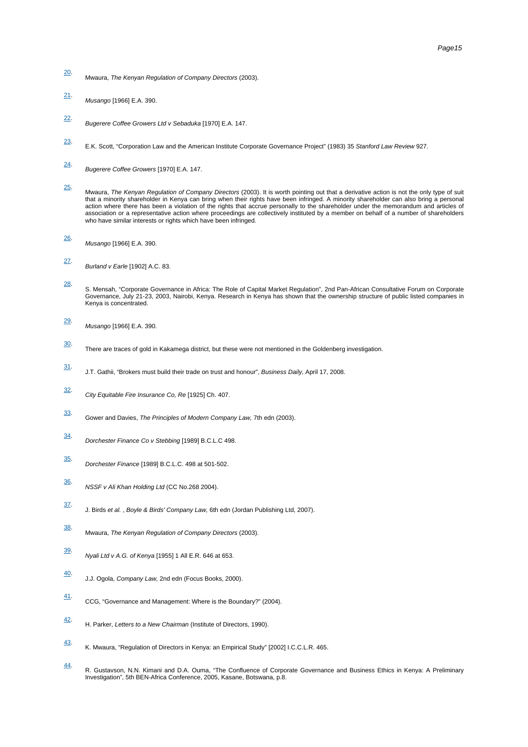20. Mwaura, *The Kenyan Regulation of Company Directors* (2003).

21. *Musango* [1966] E.A. 390.

22. *Bugerere Coffee Growers Ltd v Sebaduka* [1970] E.A. 147.

23. E.K. Scott, "Corporation Law and the American Institute Corporate Governance Project" (1983) 35 *Stanford Law Review* 927.

24. *Bugerere Coffee Growers* [1970] E.A. 147.

25. Mwaura, *The Kenyan Regulation of Company Directors* (2003). It is worth pointing out that a derivative action is not the only type of suit that a minority shareholder in Kenya can bring when their rights have been infringed. A minority shareholder can also bring a personal action where there has been a violation of the rights that accrue personally to the shareholder under the memorandum and articles of association or a representative action where proceedings are collectively instituted by a member on behalf of a number of shareholders who have similar interests or rights which have been infringed.

26. *Musango* [1966] E.A. 390.

27. *Burland v Earle* [1902] A.C. 83.

28. S. Mensah, "Corporate Governance in Africa: The Role of Capital Market Regulation", 2nd Pan-African Consultative Forum on Corporate Governance, July 21-23, 2003, Nairobi, Kenya. Research in Kenya has shown that the ownership structure of public listed companies in Kenya is concentrated.

29. *Musango* [1966] E.A. 390.

30. There are traces of gold in Kakamega district, but these were not mentioned in the Goldenberg investigation.

31. J.T. Gathii, "Brokers must build their trade on trust and honour", *Business Daily,* April 17, 2008.

32. *City Equitable Fire Insurance Co, Re* [1925] Ch. 407.

33. Gower and Davies, *The Principles of Modern Company Law,* 7th edn (2003).

34. *Dorchester Finance Co v Stebbing* [1989] B.C.L.C 498.

35. *Dorchester Finance* [1989] B.C.L.C. 498 at 501-502.

36. *NSSF v Ali Khan Holding Ltd* (CC No.268 2004).

37. J. Birds *et al.* , *Boyle & Birds' Company Law,* 6th edn (Jordan Publishing Ltd, 2007).

38. Mwaura, *The Kenyan Regulation of Company Directors* (2003).

39. *Nyali Ltd v A.G. of Kenya* [1955] 1 All E.R. 646 at 653.

40. J.J. Ogola, *Company Law,* 2nd edn (Focus Books, 2000).

41. CCG, "Governance and Management: Where is the Boundary?" (2004).

42. H. Parker, *Letters to a New Chairman* (Institute of Directors, 1990).

43. K. Mwaura, "Regulation of Directors in Kenya: an Empirical Study" [2002] I.C.C.L.R. 465.

44. R. Gustavson, N.N. Kimani and D.A. Ouma, "The Confluence of Corporate Governance and Business Ethics in Kenya: A Preliminary Investigation", 5th BEN-Africa Conference, 2005, Kasane, Botswana, p.8.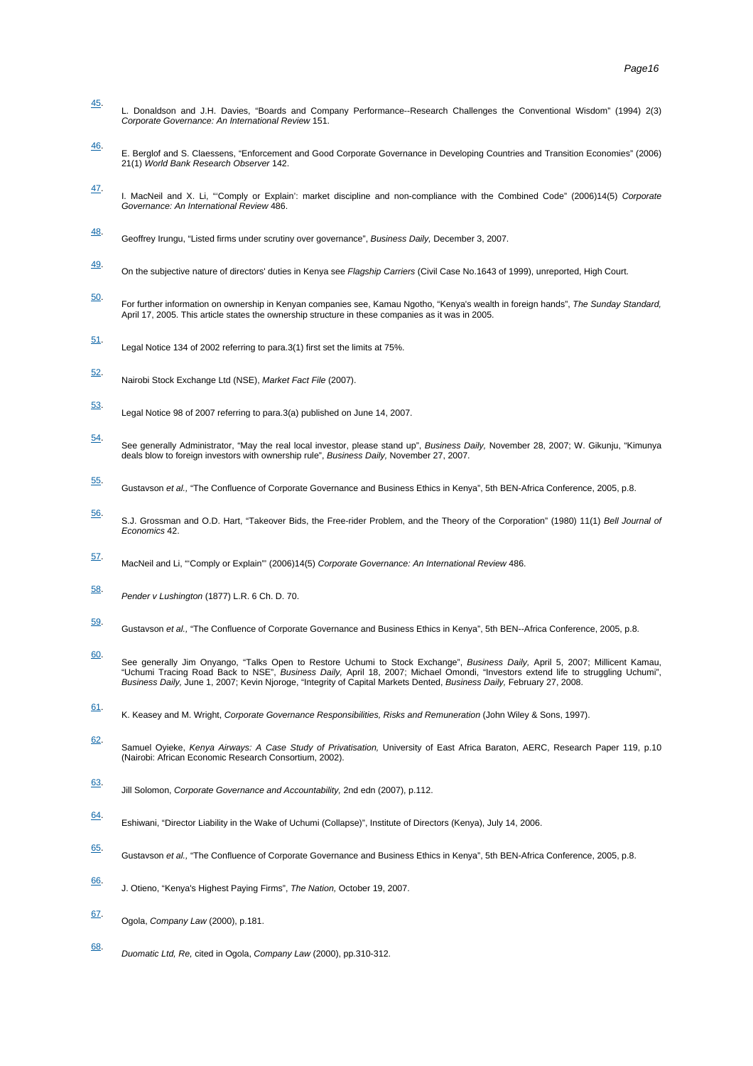45. L. Donaldson and J.H. Davies, "Boards and Company Performance--Research Challenges the Conventional Wisdom" (1994) 2(3) *Corporate Governance: An International Review* 151.

46. E. Berglof and S. Claessens, "Enforcement and Good Corporate Governance in Developing Countries and Transition Economies" (2006) 21(1) *World Bank Research Observer* 142.

47. I. MacNeil and X. Li, "'Comply or Explain': market discipline and non-compliance with the Combined Code" (2006)14(5) *Corporate Governance: An International Review* 486.

48. Geoffrey Irungu, "Listed firms under scrutiny over governance", *Business Daily,* December 3, 2007.

49. On the subjective nature of directors' duties in Kenya see *Flagship Carriers* (Civil Case No.1643 of 1999), unreported, High Court.

50. For further information on ownership in Kenyan companies see, Kamau Ngotho, "Kenya's wealth in foreign hands", *The Sunday Standard,* April 17, 2005. This article states the ownership structure in these companies as it was in 2005.

51. Legal Notice 134 of 2002 referring to para.3(1) first set the limits at 75%.

52. Nairobi Stock Exchange Ltd (NSE), *Market Fact File* (2007).

53. Legal Notice 98 of 2007 referring to para.3(a) published on June 14, 2007.

54. See generally Administrator, "May the real local investor, please stand up", *Business Daily,* November 28, 2007; W. Gikunju, "Kimunya deals blow to foreign investors with ownership rule", *Business Daily,* November 27, 2007.

55. Gustavson *et al.,* "The Confluence of Corporate Governance and Business Ethics in Kenya", 5th BEN-Africa Conference, 2005, p.8.

56. S.J. Grossman and O.D. Hart, "Takeover Bids, the Free-rider Problem, and the Theory of the Corporation" (1980) 11(1) *Bell Journal of Economics* 42.

57. MacNeil and Li, "'Comply or Explain'" (2006)14(5) *Corporate Governance: An International Review* 486.

58. *Pender v Lushington* (1877) L.R. 6 Ch. D. 70.

59. Gustavson *et al.,* "The Confluence of Corporate Governance and Business Ethics in Kenya", 5th BEN--Africa Conference, 2005, p.8.

60. See generally Jim Onyango, "Talks Open to Restore Uchumi to Stock Exchange", *Business Daily,* April 5, 2007; Millicent Kamau, "Uchumi Tracing Road Back to NSE", *Business Daily,* April 18, 2007; Michael Omondi, "Investors extend life to struggling Uchumi", *Business Daily,* June 1, 2007; Kevin Njoroge, "Integrity of Capital Markets Dented, *Business Daily,* February 27, 2008.

61. K. Keasey and M. Wright, *Corporate Governance Responsibilities, Risks and Remuneration* (John Wiley & Sons, 1997).

62. Samuel Oyieke, *Kenya Airways: A Case Study of Privatisation,* University of East Africa Baraton, AERC, Research Paper 119, p.10 (Nairobi: African Economic Research Consortium, 2002).

63. Jill Solomon, *Corporate Governance and Accountability,* 2nd edn (2007), p.112.

64. Eshiwani, "Director Liability in the Wake of Uchumi (Collapse)", Institute of Directors (Kenya), July 14, 2006.

65. Gustavson *et al.,* "The Confluence of Corporate Governance and Business Ethics in Kenya", 5th BEN-Africa Conference, 2005, p.8.

66. J. Otieno, "Kenya's Highest Paying Firms", *The Nation,* October 19, 2007.

67. Ogola, *Company Law* (2000), p.181.

68. *Duomatic Ltd, Re,* cited in Ogola, *Company Law* (2000), pp.310-312.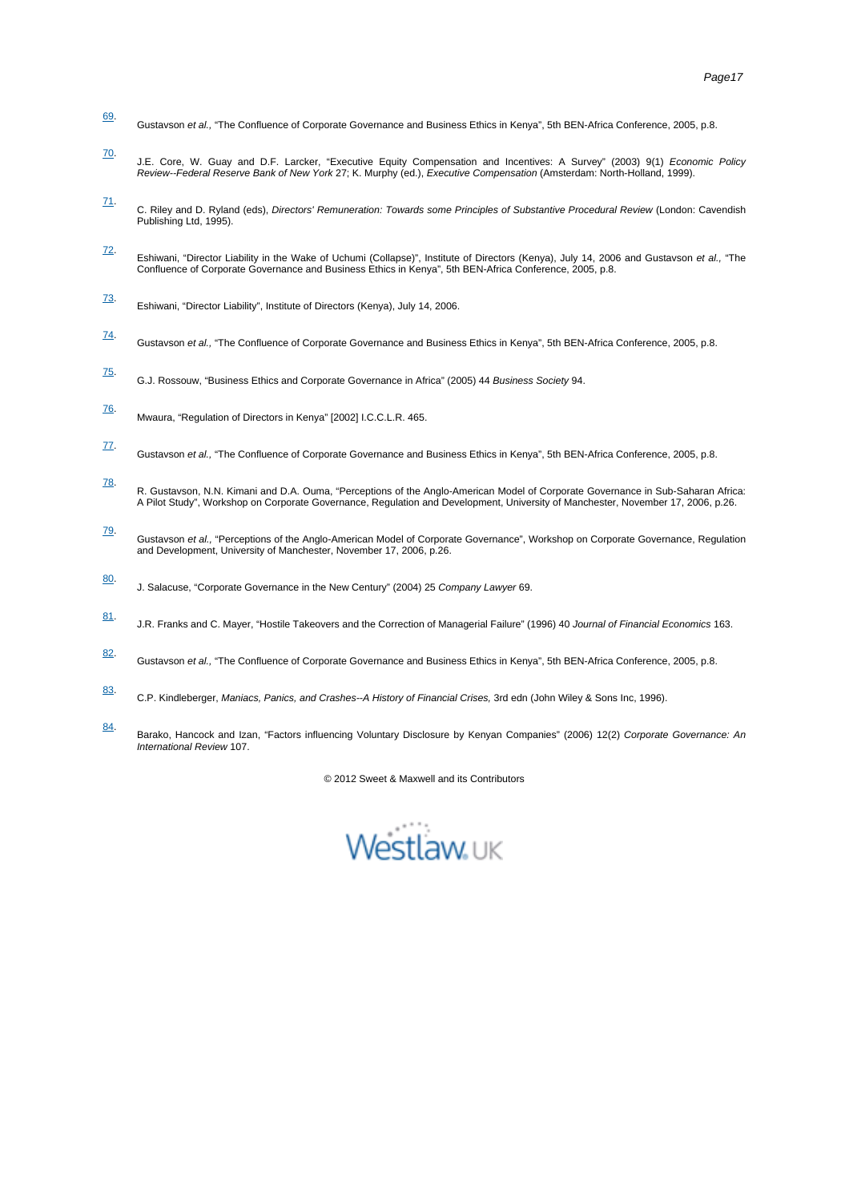69. Gustavson *et al.,* "The Confluence of Corporate Governance and Business Ethics in Kenya", 5th BEN-Africa Conference, 2005, p.8.

70. J.E. Core, W. Guay and D.F. Larcker, "Executive Equity Compensation and Incentives: A Survey" (2003) 9(1) *Economic Policy Review--Federal Reserve Bank of New York* 27; K. Murphy (ed.), *Executive Compensation* (Amsterdam: North-Holland, 1999).

71. C. Riley and D. Ryland (eds), *Directors' Remuneration: Towards some Principles of Substantive Procedural Review* (London: Cavendish Publishing Ltd, 1995).

72. Eshiwani, "Director Liability in the Wake of Uchumi (Collapse)", Institute of Directors (Kenya), July 14, 2006 and Gustavson *et al.,* "The Confluence of Corporate Governance and Business Ethics in Kenya", 5th BEN-Africa Conference, 2005, p.8.

73. Eshiwani, "Director Liability", Institute of Directors (Kenya), July 14, 2006.

74. Gustavson *et al.,* "The Confluence of Corporate Governance and Business Ethics in Kenya", 5th BEN-Africa Conference, 2005, p.8.

75. G.J. Rossouw, "Business Ethics and Corporate Governance in Africa" (2005) 44 *Business Society* 94.

76. Mwaura, "Regulation of Directors in Kenya" [2002] I.C.C.L.R. 465.

77. Gustavson *et al.,* "The Confluence of Corporate Governance and Business Ethics in Kenya", 5th BEN-Africa Conference, 2005, p.8.

78. R. Gustavson, N.N. Kimani and D.A. Ouma, "Perceptions of the Anglo-American Model of Corporate Governance in Sub-Saharan Africa: A Pilot Study", Workshop on Corporate Governance, Regulation and Development, University of Manchester, November 17, 2006, p.26.

79. Gustavson *et al.,* "Perceptions of the Anglo-American Model of Corporate Governance", Workshop on Corporate Governance, Regulation and Development, University of Manchester, November 17, 2006, p.26.

80. J. Salacuse, "Corporate Governance in the New Century" (2004) 25 *Company Lawyer* 69.

81. J.R. Franks and C. Mayer, "Hostile Takeovers and the Correction of Managerial Failure" (1996) 40 *Journal of Financial Economics* 163.

82. Gustavson *et al.,* "The Confluence of Corporate Governance and Business Ethics in Kenya", 5th BEN-Africa Conference, 2005, p.8.

83. C.P. Kindleberger, *Maniacs, Panics, and Crashes--A History of Financial Crises,* 3rd edn (John Wiley & Sons Inc, 1996).

84. Barako, Hancock and Izan, "Factors influencing Voluntary Disclosure by Kenyan Companies" (2006) 12(2) *Corporate Governance: An International Review* 107.

© 2012 Sweet & Maxwell and its Contributors